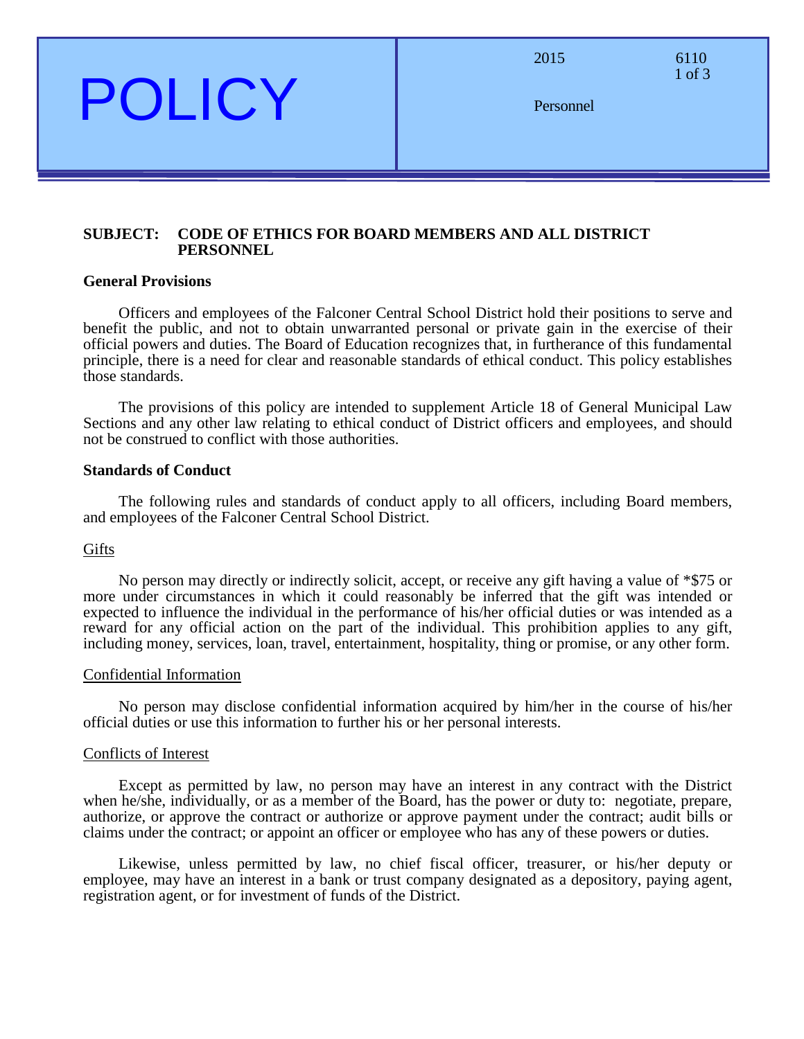# POLICY

2015 — 6110

Personnel

**SUBJECT: CODE OF ETHICS FOR BOARD MEMBERS AND ALL DISTRICT PERSONNEL**

## General Provisions

Officers and employees of the Falconer Central School District hold their positions to serve and benefit the public, and not to obtain unwarranted personal or private gain in the exercise of their official powers and duties. The Board of Education recognizes that, in furtherance of this fundamental principle, there is a need for clear and reasonable standards of ethical conduct. This policy establishes those standards.

The provisions of this policy are intended to supplement Article 18 of General Municipal Law Sections and any other law relating to ethical conduct of District officers and employees, and should not be construed to conflict with those authorities.

## Standards of Conduct

The following rules and standards of conduct apply to all officers, including Board members, and employees of the Falconer Central School District.

### Gifts

No person may directly or indirectly solicit, accept, or receive any gift having a value of *$75 or more under circumstances in which it could reasonably be inferred that the gift was intended or expected to influence the individual in the performance of his/her official duties or was intended as a reward for any official action on the part of the individual. This prohibition applies to any gift, including money, services, loan, travel, entertainment, hospitality, thing or promise, or any other form.

### Confidential Information

No person may disclose confidential information acquired by him/her in the course of his/her official duties or use this information to further his or her personal interests.

### Conflicts of Interest

Except as permitted by law, no person may have an interest in any contract with the District when he/she, individually, or as a member of the Board, has the power or duty to: negotiate, prepare, authorize, or approve the contract or authorize or approve payment under the contract; audit bills or claims under the contract; or appoint an officer or employee who has any of these powers or duties.

Likewise, unless permitted by law, no chief fiscal officer, treasurer, or his/her deputy or employee, may have an interest in a bank or trust company designated as a depository, paying agent, registration agent, or for investment of funds of the District.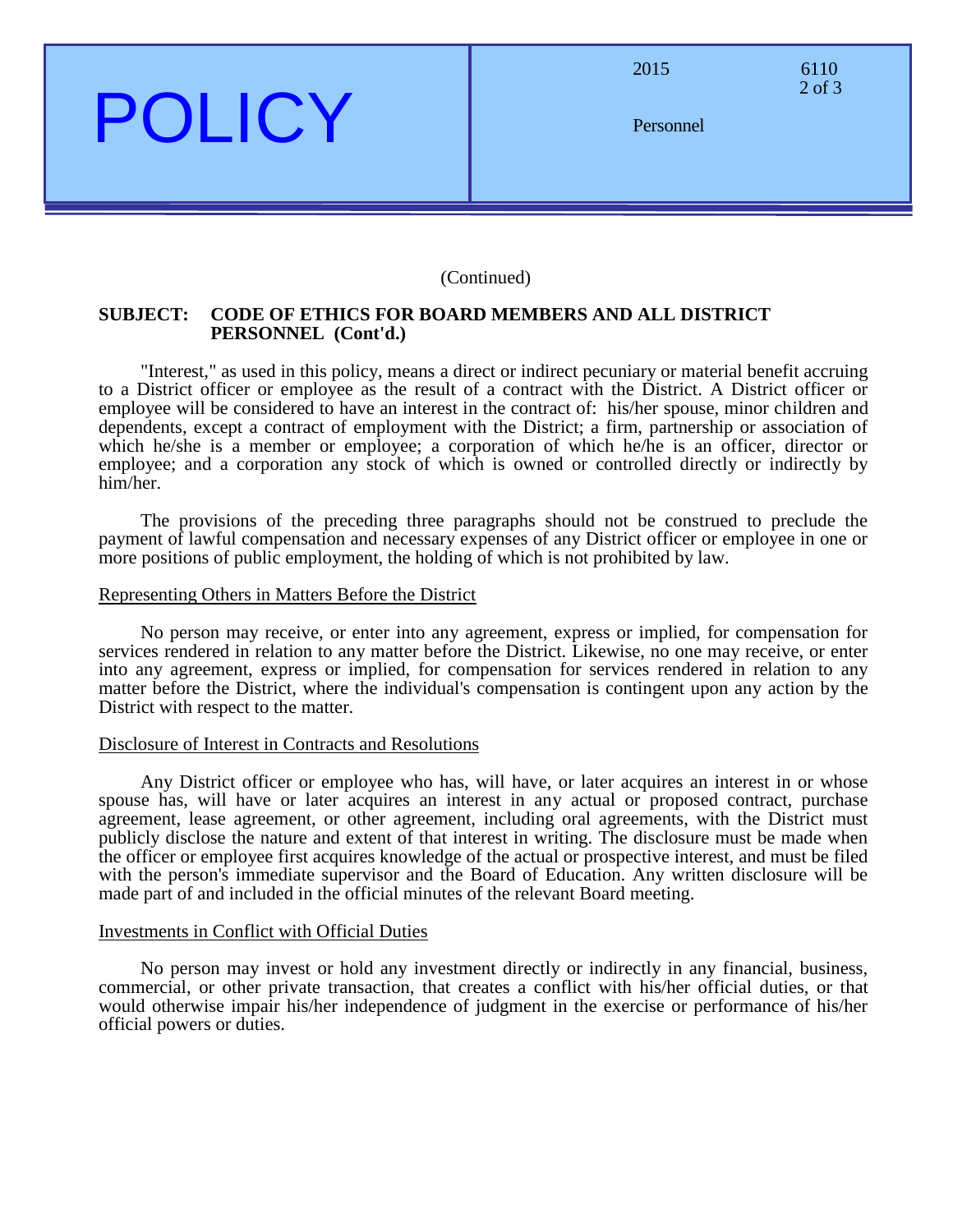(Continued)

**SUBJECT: CODE OF ETHICS FOR BOARD MEMBERS AND ALL DISTRICT PERSONNEL (Cont'd.)**

"Interest," as used in this policy, means a direct or indirect pecuniary or material benefit accruing to a District officer or employee as the result of a contract with the District. A District officer or employee will be considered to have an interest in the contract of: his/her spouse, minor children and dependents, except a contract of employment with the District; a firm, partnership or association of which he/she is a member or employee; a corporation of which he/he is an officer, director or employee; and a corporation any stock of which is owned or controlled directly or indirectly by him/her.

The provisions of the preceding three paragraphs should not be construed to preclude the payment of lawful compensation and necessary expenses of any District officer or employee in one or more positions of public employment, the holding of which is not prohibited by law.

## Representing Others in Matters Before the District

No person may receive, or enter into any agreement, express or implied, for compensation for services rendered in relation to any matter before the District. Likewise, no one may receive, or enter into any agreement, express or implied, for compensation for services rendered in relation to any matter before the District, where the individual's compensation is contingent upon any action by the District with respect to the matter.

## Disclosure of Interest in Contracts and Resolutions

Any District officer or employee who has, will have, or later acquires an interest in or whose spouse has, will have or later acquires an interest in any actual or proposed contract, purchase agreement, lease agreement, or other agreement, including oral agreements, with the District must publicly disclose the nature and extent of that interest in writing. The disclosure must be made when the officer or employee first acquires knowledge of the actual or prospective interest, and must be filed with the person's immediate supervisor and the Board of Education. Any written disclosure will be made part of and included in the official minutes of the relevant Board meeting.

## Investments in Conflict with Official Duties

No person may invest or hold any investment directly or indirectly in any financial, business, commercial, or other private transaction, that creates a conflict with his/her official duties, or that would otherwise impair his/her independence of judgment in the exercise or performance of his/her official powers or duties.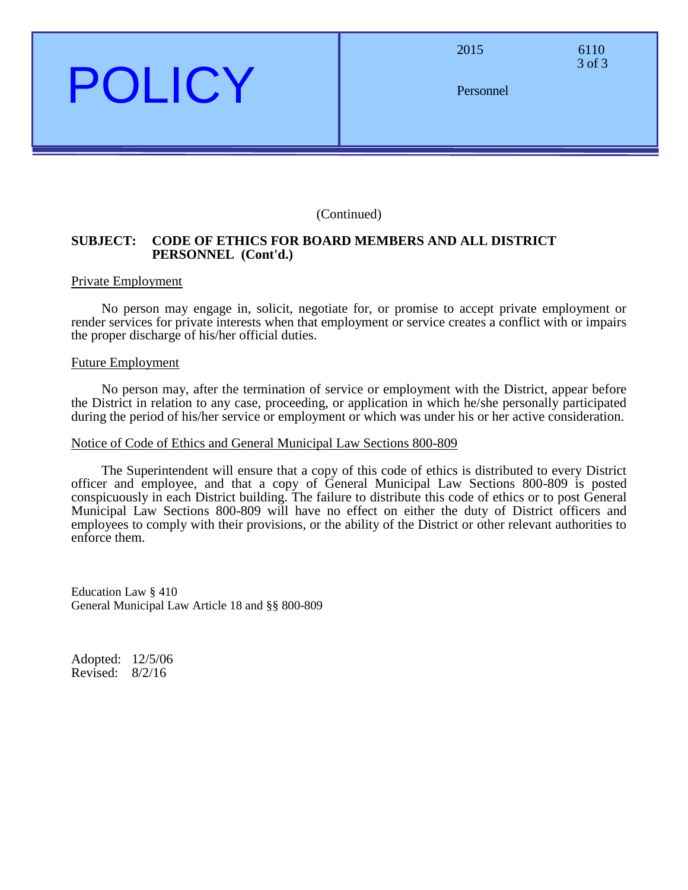(Continued)

**SUBJECT: CODE OF ETHICS FOR BOARD MEMBERS AND ALL DISTRICT PERSONNEL (Cont'd.)**

Private Employment

No person may engage in, solicit, negotiate for, or promise to accept private employment or render services for private interests when that employment or service creates a conflict with or impairs the proper discharge of his/her official duties.

Future Employment

No person may, after the termination of service or employment with the District, appear before the District in relation to any case, proceeding, or application in which he/she personally participated during the period of his/her service or employment or which was under his or her active consideration.

Notice of Code of Ethics and General Municipal Law Sections 800-809

The Superintendent will ensure that a copy of this code of ethics is distributed to every District officer and employee, and that a copy of General Municipal Law Sections 800-809 is posted conspicuously in each District building. The failure to distribute this code of ethics or to post General Municipal Law Sections 800-809 will have no effect on either the duty of District officers and employees to comply with their provisions, or the ability of the District or other relevant authorities to enforce them.

Education Law § 410
General Municipal Law Article 18 and §§ 800-809

Adopted: 12/5/06
Revised: 8/2/16